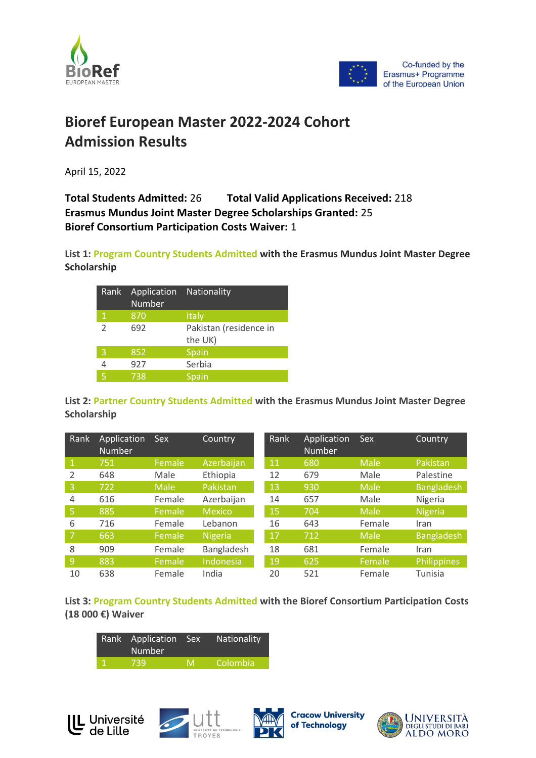# Bioref European Master 2022-2024 Cohort Admission Results

April 15, 2022

**Total Students Admitted:** 26 **Total Valid Applications Received:** 218
**Erasmus Mundus Joint Master Degree Scholarships Granted:** 25
**Bioref Consortium Participation Costs Waiver:** 1

**List 1: Program Country Students Admitted with the Erasmus Mundus Joint Master Degree Scholarship**

| Rank | Application Number | Nationality |
|---|---|---|
| 1 | 870 | Italy |
| 2 | 692 | Pakistan (residence in the UK) |
| 3 | 852 | Spain |
| 4 | 927 | Serbia |
| 5 | 738 | Spain |

**List 2: Partner Country Students Admitted with the Erasmus Mundus Joint Master Degree Scholarship**

| Rank | Application Number | Sex | Country |
|---|---|---|---|
| 1 | 751 | Female | Azerbaijan |
| 2 | 648 | Male | Ethiopia |
| 3 | 722 | Male | Pakistan |
| 4 | 616 | Female | Azerbaijan |
| 5 | 885 | Female | Mexico |
| 6 | 716 | Female | Lebanon |
| 7 | 663 | Female | Nigeria |
| 8 | 909 | Female | Bangladesh |
| 9 | 883 | Female | Indonesia |
| 10 | 638 | Female | India |
| 11 | 680 | Male | Pakistan |
| 12 | 679 | Male | Palestine |
| 13 | 930 | Male | Bangladesh |
| 14 | 657 | Male | Nigeria |
| 15 | 704 | Male | Nigeria |
| 16 | 643 | Female | Iran |
| 17 | 712 | Male | Bangladesh |
| 18 | 681 | Female | Iran |
| 19 | 625 | Female | Philippines |
| 20 | 521 | Female | Tunisia |

**List 3: Program Country Students Admitted with the Bioref Consortium Participation Costs (18 000 €) Waiver**

| Rank | Application Number | Sex | Nationality |
|---|---|---|---|
| 1 | 739 | M | Colombia |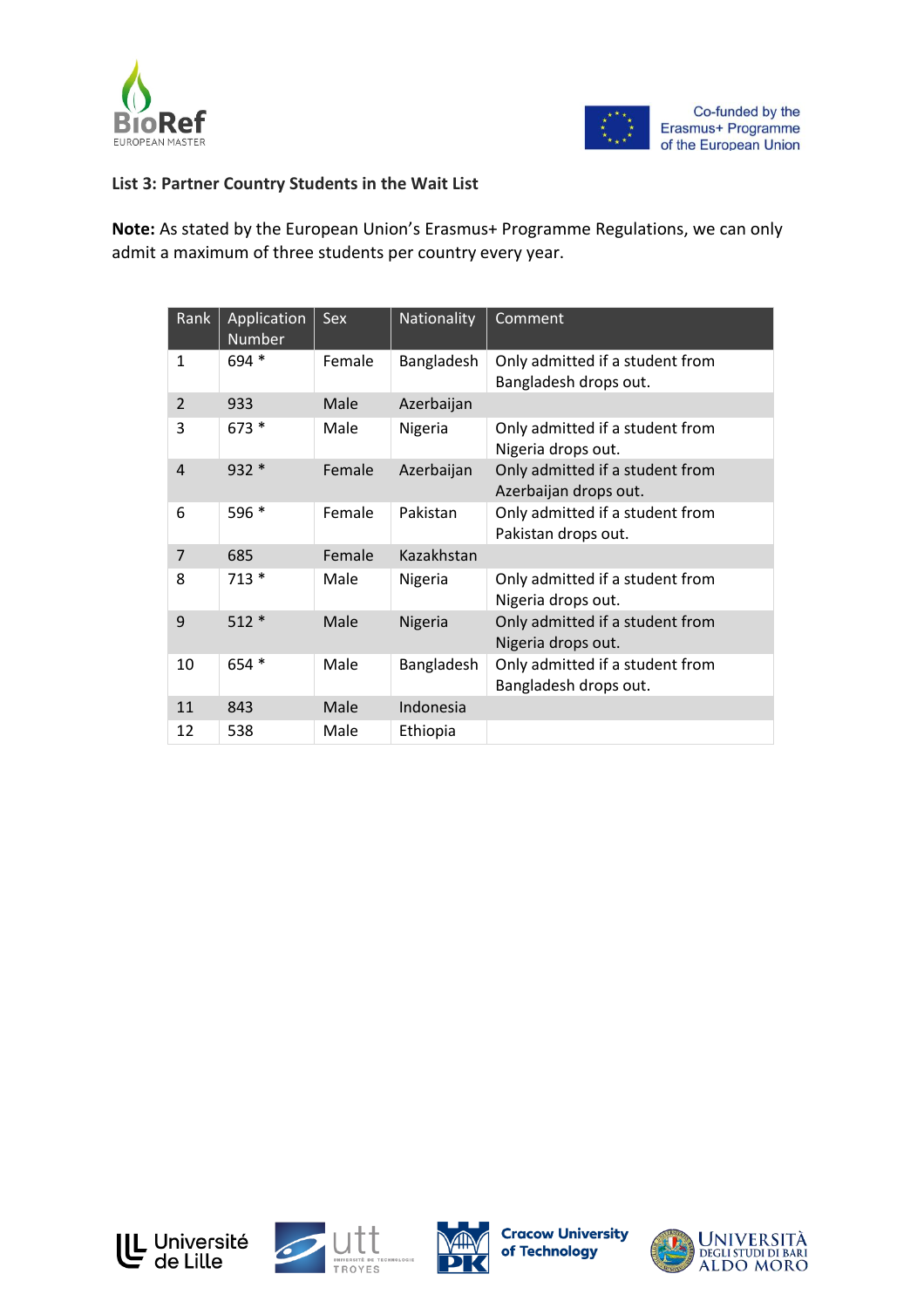### List 3: Partner Country Students in the Wait List

**Note:** As stated by the European Union's Erasmus+ Programme Regulations, we can only admit a maximum of three students per country every year.

| Rank | Application Number | Sex | Nationality | Comment |
|---|---|---|---|---|
| 1 | 694 * | Female | Bangladesh | Only admitted if a student from Bangladesh drops out. |
| 2 | 933 | Male | Azerbaijan | |
| 3 | 673 * | Male | Nigeria | Only admitted if a student from Nigeria drops out. |
| 4 | 932 * | Female | Azerbaijan | Only admitted if a student from Azerbaijan drops out. |
| 6 | 596 * | Female | Pakistan | Only admitted if a student from Pakistan drops out. |
| 7 | 685 | Female | Kazakhstan | |
| 8 | 713 * | Male | Nigeria | Only admitted if a student from Nigeria drops out. |
| 9 | 512 * | Male | Nigeria | Only admitted if a student from Nigeria drops out. |
| 10 | 654 * | Male | Bangladesh | Only admitted if a student from Bangladesh drops out. |
| 11 | 843 | Male | Indonesia | |
| 12 | 538 | Male | Ethiopia | |